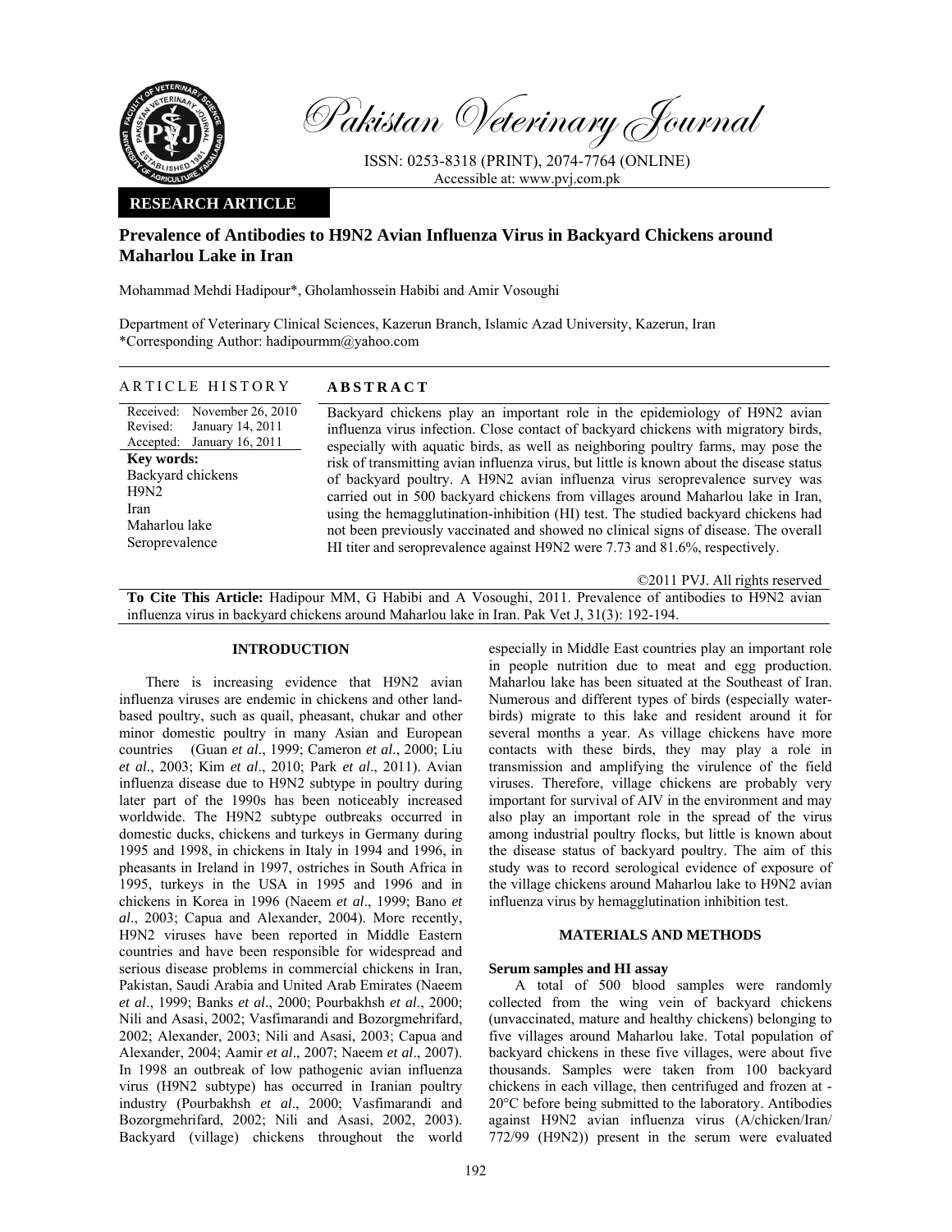Pakistan Veterinary Journal

ISSN: 0253-8318 (PRINT), 2074-7764 (ONLINE)
Accessible at: www.pvj.com.pk

**RESEARCH ARTICLE**

# Prevalence of Antibodies to H9N2 Avian Influenza Virus in Backyard Chickens around Maharlou Lake in Iran

Mohammad Mehdi Hadipour*, Gholamhossein Habibi and Amir Vosoughi

Department of Veterinary Clinical Sciences, Kazerun Branch, Islamic Azad University, Kazerun, Iran
*Corresponding Author: hadipourmm@yahoo.com

## ARTICLE HISTORY

Received: November 26, 2010
Revised: January 14, 2011
Accepted: January 16, 2011

**Key words:**
Backyard chickens
H9N2
Iran
Maharlou lake
Seroprevalence

## ABSTRACT

Backyard chickens play an important role in the epidemiology of H9N2 avian influenza virus infection. Close contact of backyard chickens with migratory birds, especially with aquatic birds, as well as neighboring poultry farms, may pose the risk of transmitting avian influenza virus, but little is known about the disease status of backyard poultry. A H9N2 avian influenza virus seroprevalence survey was carried out in 500 backyard chickens from villages around Maharlou lake in Iran, using the hemagglutination-inhibition (HI) test. The studied backyard chickens had not been previously vaccinated and showed no clinical signs of disease. The overall HI titer and seroprevalence against H9N2 were 7.73 and 81.6%, respectively.

©2011 PVJ. All rights reserved

**To Cite This Article:** Hadipour MM, G Habibi and A Vosoughi, 2011. Prevalence of antibodies to H9N2 avian influenza virus in backyard chickens around Maharlou lake in Iran. Pak Vet J, 31(3): 192-194.

## INTRODUCTION

There is increasing evidence that H9N2 avian influenza viruses are endemic in chickens and other land-based poultry, such as quail, pheasant, chukar and other minor domestic poultry in many Asian and European countries (Guan *et al*., 1999; Cameron *et al*., 2000; Liu *et al*., 2003; Kim *et al*., 2010; Park *et al*., 2011). Avian influenza disease due to H9N2 subtype in poultry during later part of the 1990s has been noticeably increased worldwide. The H9N2 subtype outbreaks occurred in domestic ducks, chickens and turkeys in Germany during 1995 and 1998, in chickens in Italy in 1994 and 1996, in pheasants in Ireland in 1997, ostriches in South Africa in 1995, turkeys in the USA in 1995 and 1996 and in chickens in Korea in 1996 (Naeem *et al*., 1999; Bano *et al*., 2003; Capua and Alexander, 2004). More recently, H9N2 viruses have been reported in Middle Eastern countries and have been responsible for widespread and serious disease problems in commercial chickens in Iran, Pakistan, Saudi Arabia and United Arab Emirates (Naeem *et al*., 1999; Banks *et al*., 2000; Pourbakhsh *et al*., 2000; Nili and Asasi, 2002; Vasfimarandi and Bozorgmehrifard, 2002; Alexander, 2003; Nili and Asasi, 2003; Capua and Alexander, 2004; Aamir *et al*., 2007; Naeem *et al*., 2007). In 1998 an outbreak of low pathogenic avian influenza virus (H9N2 subtype) has occurred in Iranian poultry industry (Pourbakhsh *et al*., 2000; Vasfimarandi and Bozorgmehrifard, 2002; Nili and Asasi, 2002, 2003). Backyard (village) chickens throughout the world especially in Middle East countries play an important role in people nutrition due to meat and egg production. Maharlou lake has been situated at the Southeast of Iran. Numerous and different types of birds (especially water-birds) migrate to this lake and resident around it for several months a year. As village chickens have more contacts with these birds, they may play a role in transmission and amplifying the virulence of the field viruses. Therefore, village chickens are probably very important for survival of AIV in the environment and may also play an important role in the spread of the virus among industrial poultry flocks, but little is known about the disease status of backyard poultry. The aim of this study was to record serological evidence of exposure of the village chickens around Maharlou lake to H9N2 avian influenza virus by hemagglutination inhibition test.

## MATERIALS AND METHODS

### Serum samples and HI assay

A total of 500 blood samples were randomly collected from the wing vein of backyard chickens (unvaccinated, mature and healthy chickens) belonging to five villages around Maharlou lake. Total population of backyard chickens in these five villages, were about five thousands. Samples were taken from 100 backyard chickens in each village, then centrifuged and frozen at -20°C before being submitted to the laboratory. Antibodies against H9N2 avian influenza virus (A/chicken/Iran/772/99 (H9N2)) present in the serum were evaluated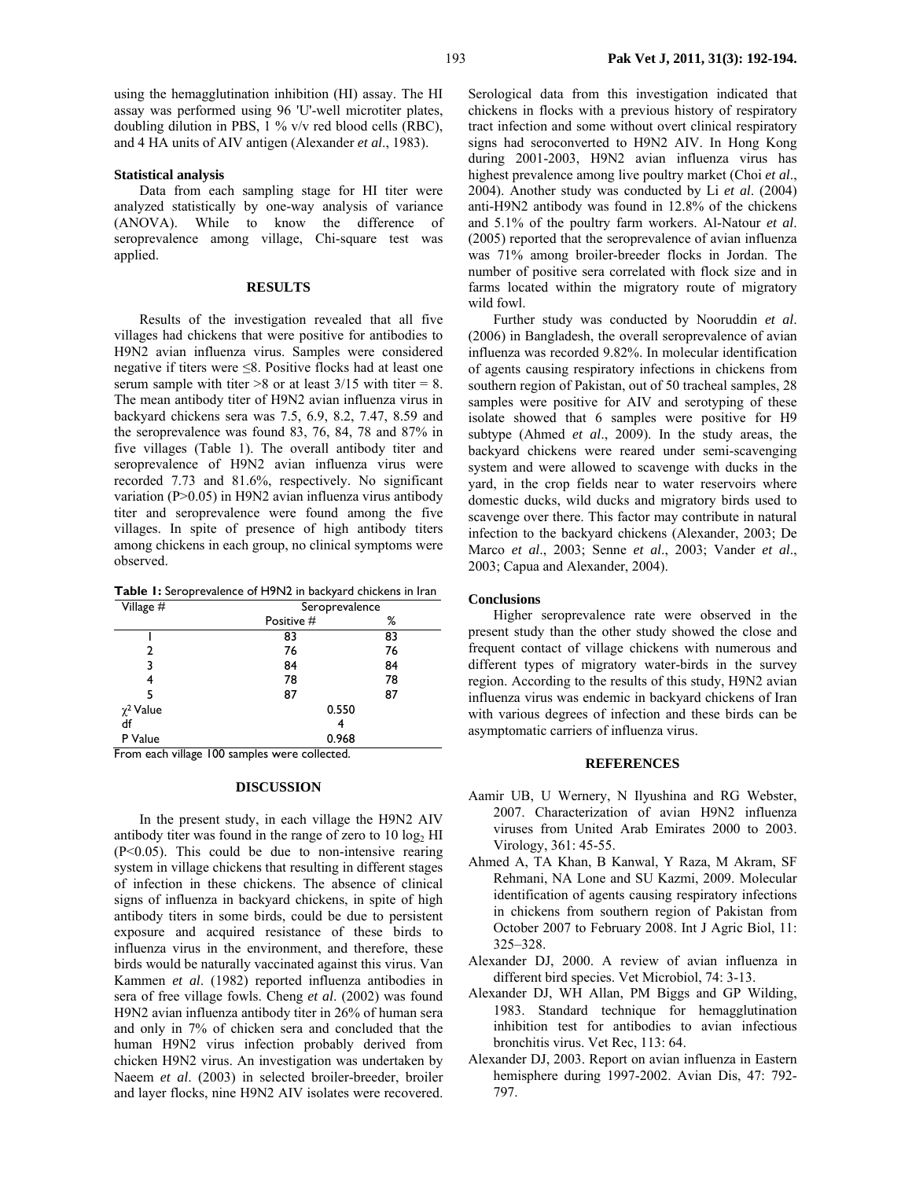using the hemagglutination inhibition (HI) assay. The HI assay was performed using 96 'U'-well microtiter plates, doubling dilution in PBS, 1 % v/v red blood cells (RBC), and 4 HA units of AIV antigen (Alexander *et al*., 1983).

### Statistical analysis

Data from each sampling stage for HI titer were analyzed statistically by one-way analysis of variance (ANOVA). While to know the difference of seroprevalence among village, Chi-square test was applied.

## RESULTS

Results of the investigation revealed that all five villages had chickens that were positive for antibodies to H9N2 avian influenza virus. Samples were considered negative if titers were ≤8. Positive flocks had at least one serum sample with titer >8 or at least 3/15 with titer = 8. The mean antibody titer of H9N2 avian influenza virus in backyard chickens sera was 7.5, 6.9, 8.2, 7.47, 8.59 and the seroprevalence was found 83, 76, 84, 78 and 87% in five villages (Table 1). The overall antibody titer and seroprevalence of H9N2 avian influenza virus were recorded 7.73 and 81.6%, respectively. No significant variation (P>0.05) in H9N2 avian influenza virus antibody titer and seroprevalence were found among the five villages. In spite of presence of high antibody titers among chickens in each group, no clinical symptoms were observed.

**Table 1:** Seroprevalence of H9N2 in backyard chickens in Iran

| Village # | Seroprevalence | |
|---|---|---|
| | Positive # | % |
| 1 | 83 | 83 |
| 2 | 76 | 76 |
| 3 | 84 | 84 |
| 4 | 78 | 78 |
| 5 | 87 | 87 |
| $\chi^2$ Value | 0.550 | |
| df | 4 | |
| P Value | 0.968 | |

From each village 100 samples were collected.

## DISCUSSION

In the present study, in each village the H9N2 AIV antibody titer was found in the range of zero to 10 $\log_2$ HI (P<0.05). This could be due to non-intensive rearing system in village chickens that resulting in different stages of infection in these chickens. The absence of clinical signs of influenza in backyard chickens, in spite of high antibody titers in some birds, could be due to persistent exposure and acquired resistance of these birds to influenza virus in the environment, and therefore, these birds would be naturally vaccinated against this virus. Van Kammen *et al*. (1982) reported influenza antibodies in sera of free village fowls. Cheng *et al*. (2002) was found H9N2 avian influenza antibody titer in 26% of human sera and only in 7% of chicken sera and concluded that the human H9N2 virus infection probably derived from chicken H9N2 virus. An investigation was undertaken by Naeem *et al*. (2003) in selected broiler-breeder, broiler and layer flocks, nine H9N2 AIV isolates were recovered. Serological data from this investigation indicated that chickens in flocks with a previous history of respiratory tract infection and some without overt clinical respiratory signs had seroconverted to H9N2 AIV. In Hong Kong during 2001-2003, H9N2 avian influenza virus has highest prevalence among live poultry market (Choi *et al*., 2004). Another study was conducted by Li *et al*. (2004) anti-H9N2 antibody was found in 12.8% of the chickens and 5.1% of the poultry farm workers. Al-Natour *et al*. (2005) reported that the seroprevalence of avian influenza was 71% among broiler-breeder flocks in Jordan. The number of positive sera correlated with flock size and in farms located within the migratory route of migratory wild fowl.

Further study was conducted by Nooruddin *et al*. (2006) in Bangladesh, the overall seroprevalence of avian influenza was recorded 9.82%. In molecular identification of agents causing respiratory infections in chickens from southern region of Pakistan, out of 50 tracheal samples, 28 samples were positive for AIV and serotyping of these isolate showed that 6 samples were positive for H9 subtype (Ahmed *et al*., 2009). In the study areas, the backyard chickens were reared under semi-scavenging system and were allowed to scavenge with ducks in the yard, in the crop fields near to water reservoirs where domestic ducks, wild ducks and migratory birds used to scavenge over there. This factor may contribute in natural infection to the backyard chickens (Alexander, 2003; De Marco *et al*., 2003; Senne *et al*., 2003; Vander *et al*., 2003; Capua and Alexander, 2004).

### Conclusions

Higher seroprevalence rate were observed in the present study than the other study showed the close and frequent contact of village chickens with numerous and different types of migratory water-birds in the survey region. According to the results of this study, H9N2 avian influenza virus was endemic in backyard chickens of Iran with various degrees of infection and these birds can be asymptomatic carriers of influenza virus.

## REFERENCES

Aamir UB, U Wernery, N Ilyushina and RG Webster, 2007. Characterization of avian H9N2 influenza viruses from United Arab Emirates 2000 to 2003. Virology, 361: 45-55.

Ahmed A, TA Khan, B Kanwal, Y Raza, M Akram, SF Rehmani, NA Lone and SU Kazmi, 2009. Molecular identification of agents causing respiratory infections in chickens from southern region of Pakistan from October 2007 to February 2008. Int J Agric Biol, 11: 325–328.

Alexander DJ, 2000. A review of avian influenza in different bird species. Vet Microbiol, 74: 3-13.

Alexander DJ, WH Allan, PM Biggs and GP Wilding, 1983. Standard technique for hemagglutination inhibition test for antibodies to avian infectious bronchitis virus. Vet Rec, 113: 64.

Alexander DJ, 2003. Report on avian influenza in Eastern hemisphere during 1997-2002. Avian Dis, 47: 792-797.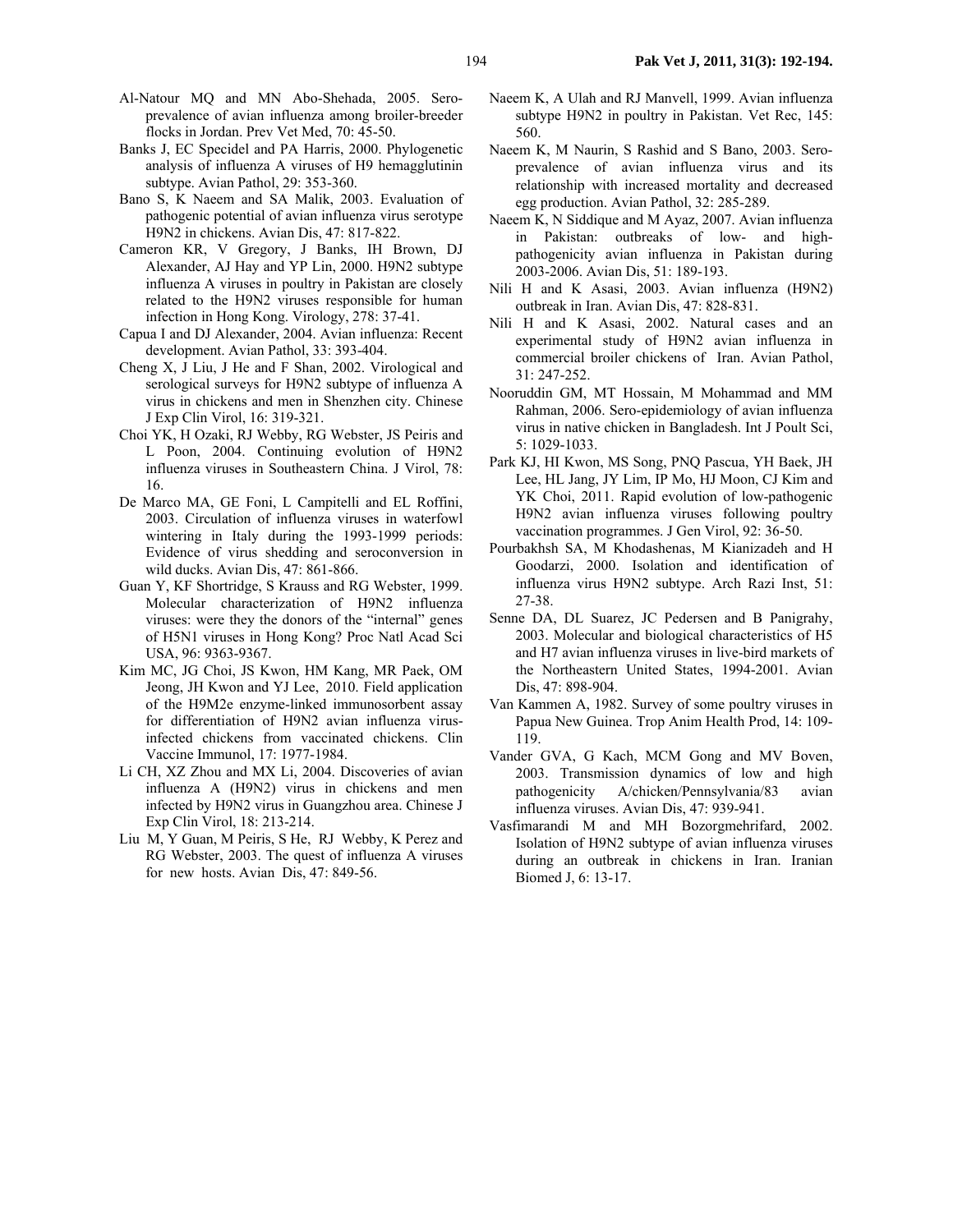Al-Natour MQ and MN Abo-Shehada, 2005. Sero-prevalence of avian influenza among broiler-breeder flocks in Jordan. Prev Vet Med, 70: 45-50.

Banks J, EC Specidel and PA Harris, 2000. Phylogenetic analysis of influenza A viruses of H9 hemagglutinin subtype. Avian Pathol, 29: 353-360.

Bano S, K Naeem and SA Malik, 2003. Evaluation of pathogenic potential of avian influenza virus serotype H9N2 in chickens. Avian Dis, 47: 817-822.

Cameron KR, V Gregory, J Banks, IH Brown, DJ Alexander, AJ Hay and YP Lin, 2000. H9N2 subtype influenza A viruses in poultry in Pakistan are closely related to the H9N2 viruses responsible for human infection in Hong Kong. Virology, 278: 37-41.

Capua I and DJ Alexander, 2004. Avian influenza: Recent development. Avian Pathol, 33: 393-404.

Cheng X, J Liu, J He and F Shan, 2002. Virological and serological surveys for H9N2 subtype of influenza A virus in chickens and men in Shenzhen city. Chinese J Exp Clin Virol, 16: 319-321.

Choi YK, H Ozaki, RJ Webby, RG Webster, JS Peiris and L Poon, 2004. Continuing evolution of H9N2 influenza viruses in Southeastern China. J Virol, 78: 16.

De Marco MA, GE Foni, L Campitelli and EL Roffini, 2003. Circulation of influenza viruses in waterfowl wintering in Italy during the 1993-1999 periods: Evidence of virus shedding and seroconversion in wild ducks. Avian Dis, 47: 861-866.

Guan Y, KF Shortridge, S Krauss and RG Webster, 1999. Molecular characterization of H9N2 influenza viruses: were they the donors of the "internal" genes of H5N1 viruses in Hong Kong? Proc Natl Acad Sci USA, 96: 9363-9367.

Kim MC, JG Choi, JS Kwon, HM Kang, MR Paek, OM Jeong, JH Kwon and YJ Lee, 2010. Field application of the H9M2e enzyme-linked immunosorbent assay for differentiation of H9N2 avian influenza virus-infected chickens from vaccinated chickens. Clin Vaccine Immunol, 17: 1977-1984.

Li CH, XZ Zhou and MX Li, 2004. Discoveries of avian influenza A (H9N2) virus in chickens and men infected by H9N2 virus in Guangzhou area. Chinese J Exp Clin Virol, 18: 213-214.

Liu M, Y Guan, M Peiris, S He, RJ Webby, K Perez and RG Webster, 2003. The quest of influenza A viruses for new hosts. Avian Dis, 47: 849-56.

Naeem K, A Ulah and RJ Manvell, 1999. Avian influenza subtype H9N2 in poultry in Pakistan. Vet Rec, 145: 560.

Naeem K, M Naurin, S Rashid and S Bano, 2003. Sero-prevalence of avian influenza virus and its relationship with increased mortality and decreased egg production. Avian Pathol, 32: 285-289.

Naeem K, N Siddique and M Ayaz, 2007. Avian influenza in Pakistan: outbreaks of low- and high-pathogenicity avian influenza in Pakistan during 2003-2006. Avian Dis, 51: 189-193.

Nili H and K Asasi, 2003. Avian influenza (H9N2) outbreak in Iran. Avian Dis, 47: 828-831.

Nili H and K Asasi, 2002. Natural cases and an experimental study of H9N2 avian influenza in commercial broiler chickens of Iran. Avian Pathol, 31: 247-252.

Nooruddin GM, MT Hossain, M Mohammad and MM Rahman, 2006. Sero-epidemiology of avian influenza virus in native chicken in Bangladesh. Int J Poult Sci, 5: 1029-1033.

Park KJ, HI Kwon, MS Song, PNQ Pascua, YH Baek, JH Lee, HL Jang, JY Lim, IP Mo, HJ Moon, CJ Kim and YK Choi, 2011. Rapid evolution of low-pathogenic H9N2 avian influenza viruses following poultry vaccination programmes. J Gen Virol, 92: 36-50.

Pourbakhsh SA, M Khodashenas, M Kianizadeh and H Goodarzi, 2000. Isolation and identification of influenza virus H9N2 subtype. Arch Razi Inst, 51: 27-38.

Senne DA, DL Suarez, JC Pedersen and B Panigrahy, 2003. Molecular and biological characteristics of H5 and H7 avian influenza viruses in live-bird markets of the Northeastern United States, 1994-2001. Avian Dis, 47: 898-904.

Van Kammen A, 1982. Survey of some poultry viruses in Papua New Guinea. Trop Anim Health Prod, 14: 109-119.

Vander GVA, G Kach, MCM Gong and MV Boven, 2003. Transmission dynamics of low and high pathogenicity A/chicken/Pennsylvania/83 avian influenza viruses. Avian Dis, 47: 939-941.

Vasfimarandi M and MH Bozorgmehrifard, 2002. Isolation of H9N2 subtype of avian influenza viruses during an outbreak in chickens in Iran. Iranian Biomed J, 6: 13-17.